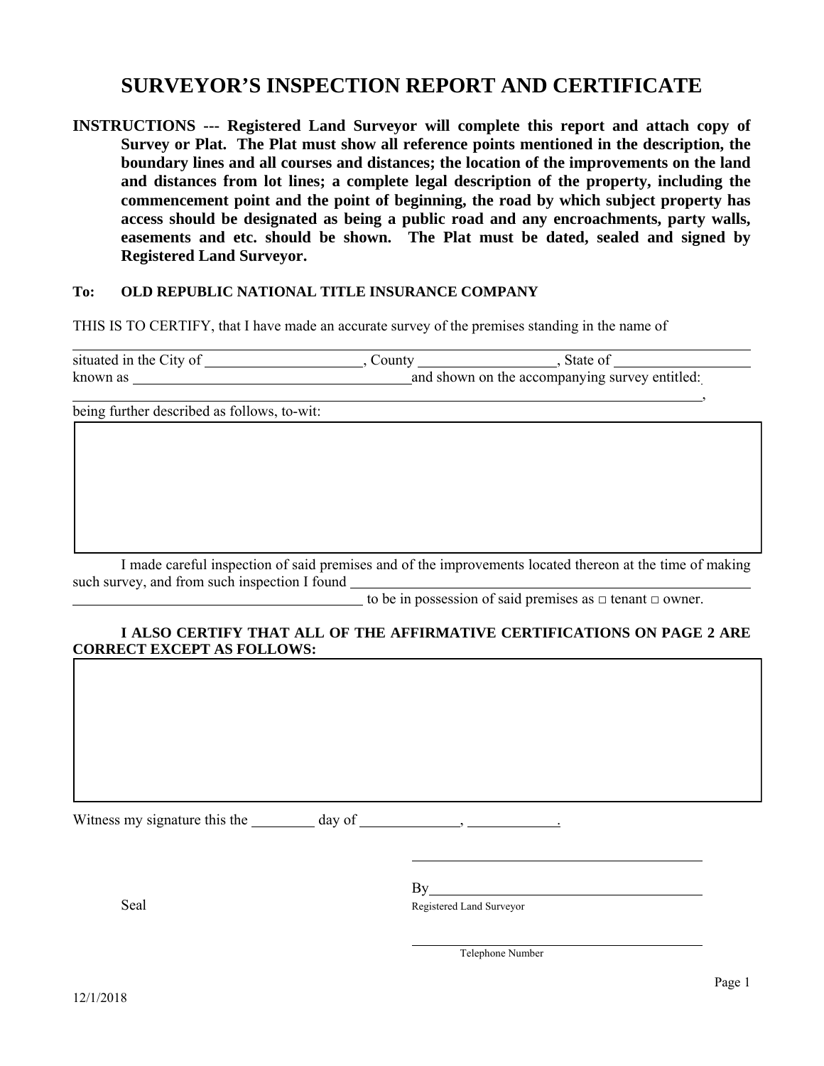# SURVEYOR'S INSPECTION REPORT AND CERTIFICATE

**INSTRUCTIONS --- Registered Land Surveyor will complete this report and attach copy of Survey or Plat. The Plat must show all reference points mentioned in the description, the boundary lines and all courses and distances; the location of the improvements on the land and distances from lot lines; a complete legal description of the property, including the commencement point and the point of beginning, the road by which subject property has access should be designated as being a public road and any encroachments, party walls, easements and etc. should be shown. The Plat must be dated, sealed and signed by Registered Land Surveyor.**

**To: OLD REPUBLIC NATIONAL TITLE INSURANCE COMPANY**

THIS IS TO CERTIFY, that I have made an accurate survey of the premises standing in the name of

____________________________________________

situated in the City of ____________________, County __________________, State of __________________
known as ______________________________________ and shown on the accompanying survey entitled:
______________________________________________________________________,
being further described as follows, to-wit:

| |
|---|
| |

I made careful inspection of said premises and of the improvements located thereon at the time of making such survey, and from such inspection I found ______________________________________________
______________________________________ to be in possession of said premises as □ tenant □ owner.

**I ALSO CERTIFY THAT ALL OF THE AFFIRMATIVE CERTIFICATIONS ON PAGE 2 ARE CORRECT EXCEPT AS FOLLOWS:**

| |
|---|
| |

Witness my signature this the ________ day of _____________, ____________.

______________________________________

Seal

By______________________________________
Registered Land Surveyor

______________________________________
Telephone Number

12/1/2018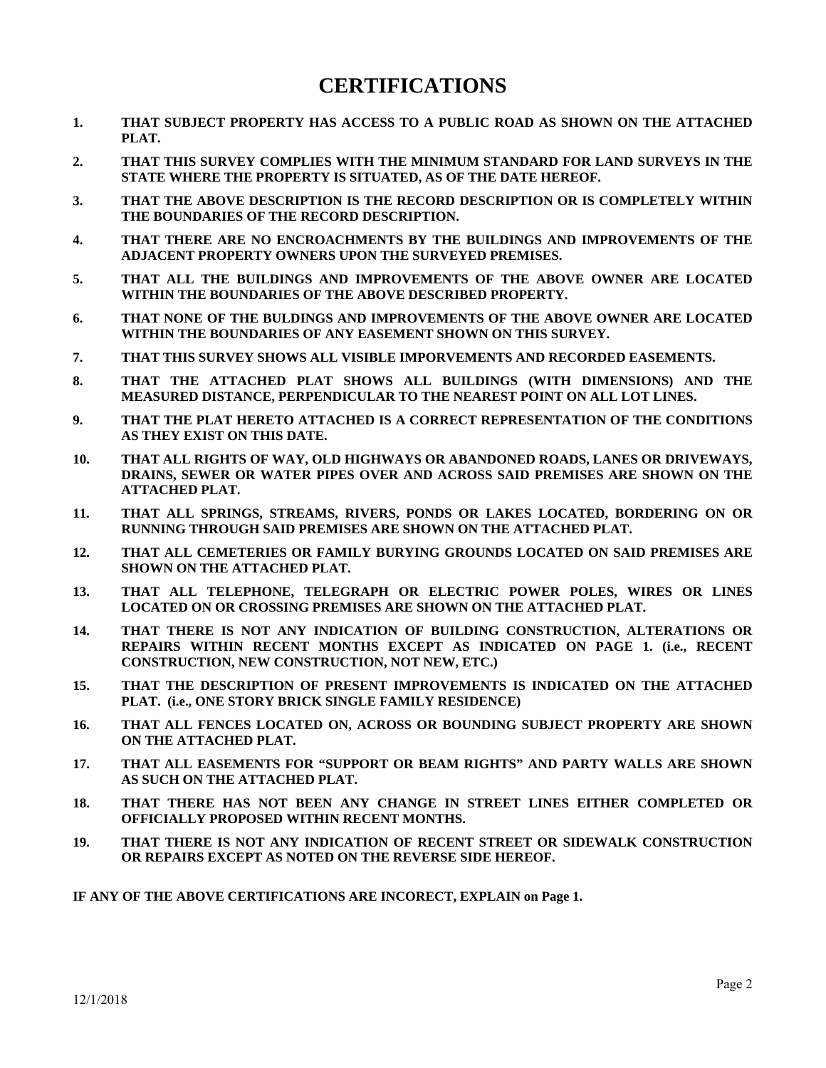# CERTIFICATIONS

1. **THAT SUBJECT PROPERTY HAS ACCESS TO A PUBLIC ROAD AS SHOWN ON THE ATTACHED PLAT.**
2. **THAT THIS SURVEY COMPLIES WITH THE MINIMUM STANDARD FOR LAND SURVEYS IN THE STATE WHERE THE PROPERTY IS SITUATED, AS OF THE DATE HEREOF.**
3. **THAT THE ABOVE DESCRIPTION IS THE RECORD DESCRIPTION OR IS COMPLETELY WITHIN THE BOUNDARIES OF THE RECORD DESCRIPTION.**
4. **THAT THERE ARE NO ENCROACHMENTS BY THE BUILDINGS AND IMPROVEMENTS OF THE ADJACENT PROPERTY OWNERS UPON THE SURVEYED PREMISES.**
5. **THAT ALL THE BUILDINGS AND IMPROVEMENTS OF THE ABOVE OWNER ARE LOCATED WITHIN THE BOUNDARIES OF THE ABOVE DESCRIBED PROPERTY.**
6. **THAT NONE OF THE BULDINGS AND IMPROVEMENTS OF THE ABOVE OWNER ARE LOCATED WITHIN THE BOUNDARIES OF ANY EASEMENT SHOWN ON THIS SURVEY.**
7. **THAT THIS SURVEY SHOWS ALL VISIBLE IMPORVEMENTS AND RECORDED EASEMENTS.**
8. **THAT THE ATTACHED PLAT SHOWS ALL BUILDINGS (WITH DIMENSIONS) AND THE MEASURED DISTANCE, PERPENDICULAR TO THE NEAREST POINT ON ALL LOT LINES.**
9. **THAT THE PLAT HERETO ATTACHED IS A CORRECT REPRESENTATION OF THE CONDITIONS AS THEY EXIST ON THIS DATE.**
10. **THAT ALL RIGHTS OF WAY, OLD HIGHWAYS OR ABANDONED ROADS, LANES OR DRIVEWAYS, DRAINS, SEWER OR WATER PIPES OVER AND ACROSS SAID PREMISES ARE SHOWN ON THE ATTACHED PLAT.**
11. **THAT ALL SPRINGS, STREAMS, RIVERS, PONDS OR LAKES LOCATED, BORDERING ON OR RUNNING THROUGH SAID PREMISES ARE SHOWN ON THE ATTACHED PLAT.**
12. **THAT ALL CEMETERIES OR FAMILY BURYING GROUNDS LOCATED ON SAID PREMISES ARE SHOWN ON THE ATTACHED PLAT.**
13. **THAT ALL TELEPHONE, TELEGRAPH OR ELECTRIC POWER POLES, WIRES OR LINES LOCATED ON OR CROSSING PREMISES ARE SHOWN ON THE ATTACHED PLAT.**
14. **THAT THERE IS NOT ANY INDICATION OF BUILDING CONSTRUCTION, ALTERATIONS OR REPAIRS WITHIN RECENT MONTHS EXCEPT AS INDICATED ON PAGE 1. (i.e., RECENT CONSTRUCTION, NEW CONSTRUCTION, NOT NEW, ETC.)**
15. **THAT THE DESCRIPTION OF PRESENT IMPROVEMENTS IS INDICATED ON THE ATTACHED PLAT. (i.e., ONE STORY BRICK SINGLE FAMILY RESIDENCE)**
16. **THAT ALL FENCES LOCATED ON, ACROSS OR BOUNDING SUBJECT PROPERTY ARE SHOWN ON THE ATTACHED PLAT.**
17. **THAT ALL EASEMENTS FOR "SUPPORT OR BEAM RIGHTS" AND PARTY WALLS ARE SHOWN AS SUCH ON THE ATTACHED PLAT.**
18. **THAT THERE HAS NOT BEEN ANY CHANGE IN STREET LINES EITHER COMPLETED OR OFFICIALLY PROPOSED WITHIN RECENT MONTHS.**
19. **THAT THERE IS NOT ANY INDICATION OF RECENT STREET OR SIDEWALK CONSTRUCTION OR REPAIRS EXCEPT AS NOTED ON THE REVERSE SIDE HEREOF.**

**IF ANY OF THE ABOVE CERTIFICATIONS ARE INCORECT, EXPLAIN on Page 1.**

12/1/2018